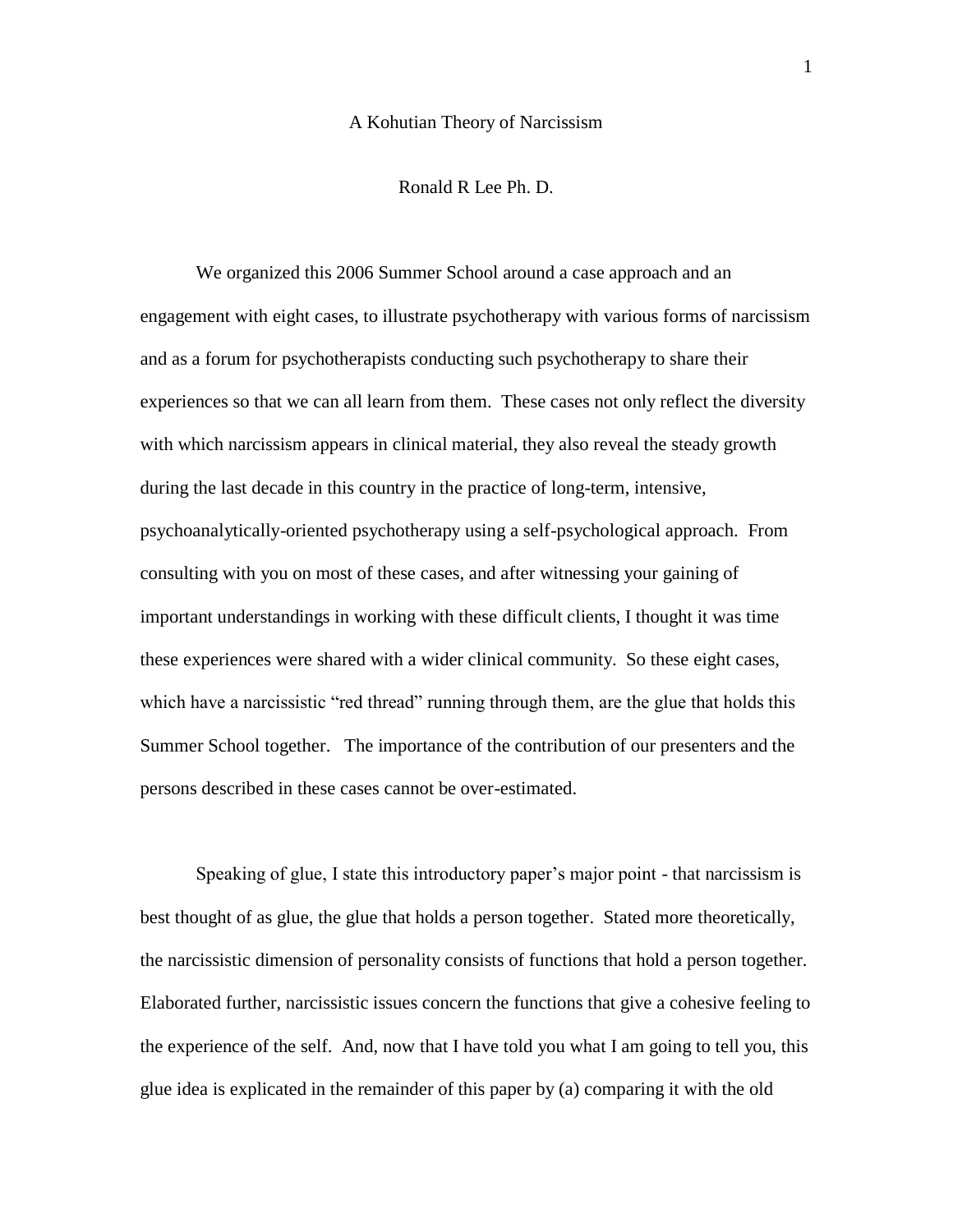# A Kohutian Theory of Narcissism

Ronald R Lee Ph. D.

We organized this 2006 Summer School around a case approach and an engagement with eight cases, to illustrate psychotherapy with various forms of narcissism and as a forum for psychotherapists conducting such psychotherapy to share their experiences so that we can all learn from them. These cases not only reflect the diversity with which narcissism appears in clinical material, they also reveal the steady growth during the last decade in this country in the practice of long-term, intensive, psychoanalytically-oriented psychotherapy using a self-psychological approach. From consulting with you on most of these cases, and after witnessing your gaining of important understandings in working with these difficult clients, I thought it was time these experiences were shared with a wider clinical community. So these eight cases, which have a narcissistic "red thread" running through them, are the glue that holds this Summer School together. The importance of the contribution of our presenters and the persons described in these cases cannot be over-estimated.

Speaking of glue, I state this introductory paper's major point - that narcissism is best thought of as glue, the glue that holds a person together. Stated more theoretically, the narcissistic dimension of personality consists of functions that hold a person together. Elaborated further, narcissistic issues concern the functions that give a cohesive feeling to the experience of the self. And, now that I have told you what I am going to tell you, this glue idea is explicated in the remainder of this paper by (a) comparing it with the old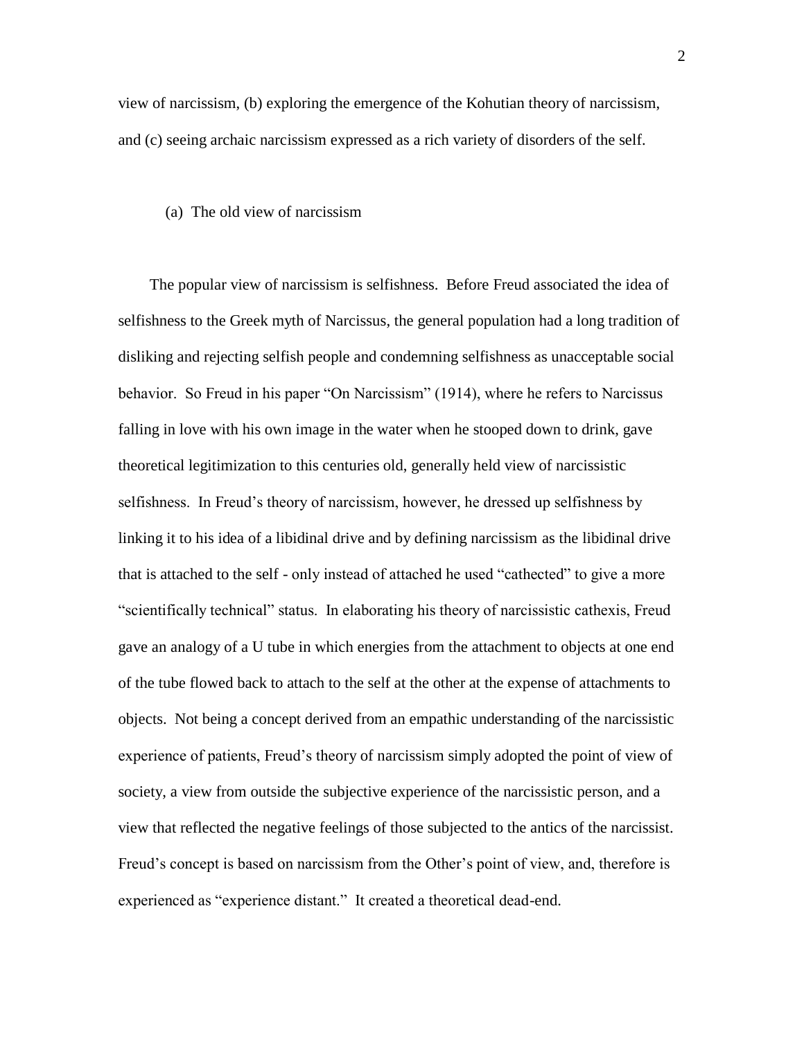view of narcissism, (b) exploring the emergence of the Kohutian theory of narcissism, and (c) seeing archaic narcissism expressed as a rich variety of disorders of the self.

## (a) The old view of narcissism

The popular view of narcissism is selfishness. Before Freud associated the idea of selfishness to the Greek myth of Narcissus, the general population had a long tradition of disliking and rejecting selfish people and condemning selfishness as unacceptable social behavior. So Freud in his paper "On Narcissism" (1914), where he refers to Narcissus falling in love with his own image in the water when he stooped down to drink, gave theoretical legitimization to this centuries old, generally held view of narcissistic selfishness. In Freud's theory of narcissism, however, he dressed up selfishness by linking it to his idea of a libidinal drive and by defining narcissism as the libidinal drive that is attached to the self - only instead of attached he used "cathected" to give a more "scientifically technical" status. In elaborating his theory of narcissistic cathexis, Freud gave an analogy of a U tube in which energies from the attachment to objects at one end of the tube flowed back to attach to the self at the other at the expense of attachments to objects. Not being a concept derived from an empathic understanding of the narcissistic experience of patients, Freud's theory of narcissism simply adopted the point of view of society, a view from outside the subjective experience of the narcissistic person, and a view that reflected the negative feelings of those subjected to the antics of the narcissist. Freud's concept is based on narcissism from the Other's point of view, and, therefore is experienced as "experience distant." It created a theoretical dead-end.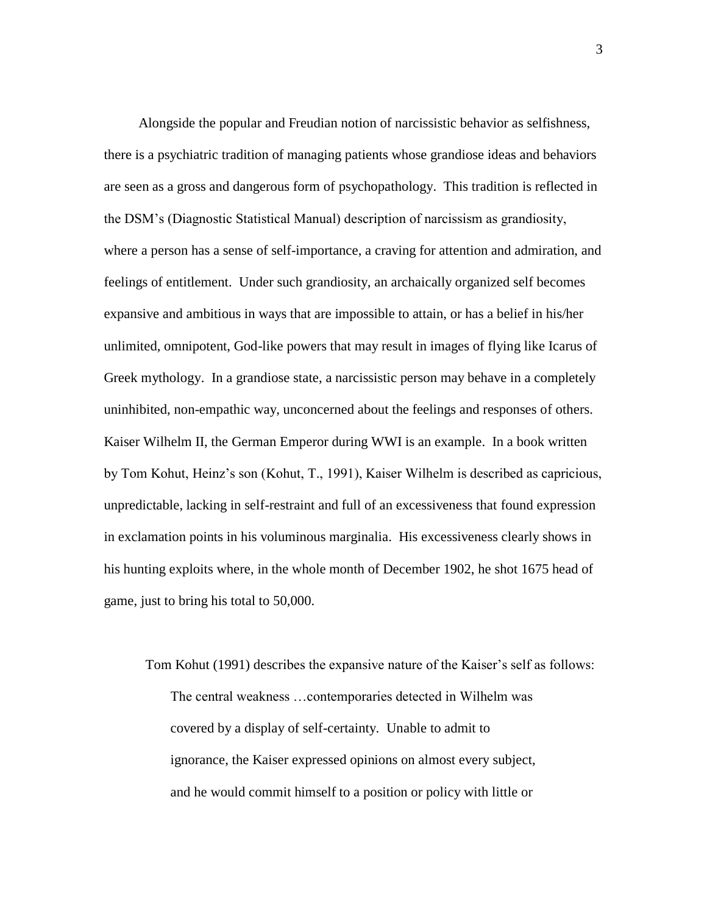Alongside the popular and Freudian notion of narcissistic behavior as selfishness, there is a psychiatric tradition of managing patients whose grandiose ideas and behaviors are seen as a gross and dangerous form of psychopathology. This tradition is reflected in the DSM's (Diagnostic Statistical Manual) description of narcissism as grandiosity, where a person has a sense of self-importance, a craving for attention and admiration, and feelings of entitlement. Under such grandiosity, an archaically organized self becomes expansive and ambitious in ways that are impossible to attain, or has a belief in his/her unlimited, omnipotent, God-like powers that may result in images of flying like Icarus of Greek mythology. In a grandiose state, a narcissistic person may behave in a completely uninhibited, non-empathic way, unconcerned about the feelings and responses of others. Kaiser Wilhelm II, the German Emperor during WWI is an example. In a book written by Tom Kohut, Heinz's son (Kohut, T., 1991), Kaiser Wilhelm is described as capricious, unpredictable, lacking in self-restraint and full of an excessiveness that found expression in exclamation points in his voluminous marginalia. His excessiveness clearly shows in his hunting exploits where, in the whole month of December 1902, he shot 1675 head of game, just to bring his total to 50,000.

Tom Kohut (1991) describes the expansive nature of the Kaiser's self as follows:

> The central weakness …contemporaries detected in Wilhelm was covered by a display of self-certainty. Unable to admit to ignorance, the Kaiser expressed opinions on almost every subject, and he would commit himself to a position or policy with little or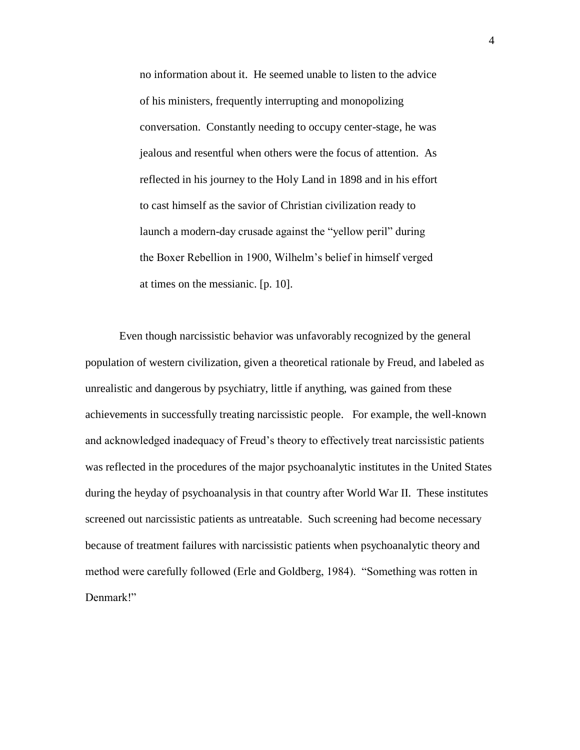> no information about it. He seemed unable to listen to the advice of his ministers, frequently interrupting and monopolizing conversation. Constantly needing to occupy center-stage, he was jealous and resentful when others were the focus of attention. As reflected in his journey to the Holy Land in 1898 and in his effort to cast himself as the savior of Christian civilization ready to launch a modern-day crusade against the "yellow peril" during the Boxer Rebellion in 1900, Wilhelm's belief in himself verged at times on the messianic. [p. 10].

Even though narcissistic behavior was unfavorably recognized by the general population of western civilization, given a theoretical rationale by Freud, and labeled as unrealistic and dangerous by psychiatry, little if anything, was gained from these achievements in successfully treating narcissistic people. For example, the well-known and acknowledged inadequacy of Freud's theory to effectively treat narcissistic patients was reflected in the procedures of the major psychoanalytic institutes in the United States during the heyday of psychoanalysis in that country after World War II. These institutes screened out narcissistic patients as untreatable. Such screening had become necessary because of treatment failures with narcissistic patients when psychoanalytic theory and method were carefully followed (Erle and Goldberg, 1984). "Something was rotten in Denmark!"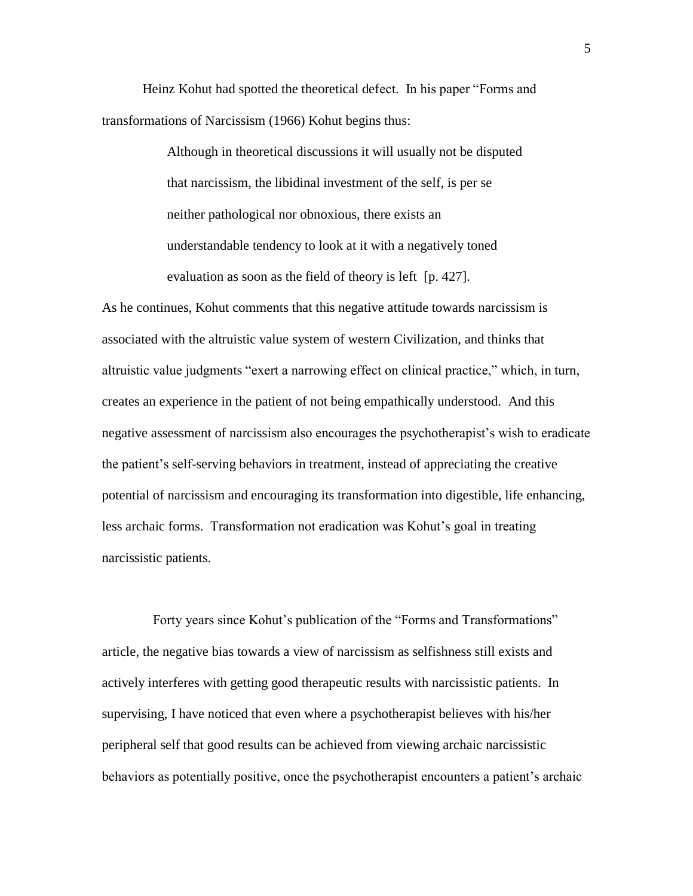Heinz Kohut had spotted the theoretical defect. In his paper "Forms and transformations of Narcissism (1966) Kohut begins thus:

> Although in theoretical discussions it will usually not be disputed that narcissism, the libidinal investment of the self, is per se neither pathological nor obnoxious, there exists an understandable tendency to look at it with a negatively toned evaluation as soon as the field of theory is left [p. 427].

As he continues, Kohut comments that this negative attitude towards narcissism is associated with the altruistic value system of western Civilization, and thinks that altruistic value judgments "exert a narrowing effect on clinical practice," which, in turn, creates an experience in the patient of not being empathically understood. And this negative assessment of narcissism also encourages the psychotherapist's wish to eradicate the patient's self-serving behaviors in treatment, instead of appreciating the creative potential of narcissism and encouraging its transformation into digestible, life enhancing, less archaic forms. Transformation not eradication was Kohut's goal in treating narcissistic patients.

Forty years since Kohut's publication of the "Forms and Transformations" article, the negative bias towards a view of narcissism as selfishness still exists and actively interferes with getting good therapeutic results with narcissistic patients. In supervising, I have noticed that even where a psychotherapist believes with his/her peripheral self that good results can be achieved from viewing archaic narcissistic behaviors as potentially positive, once the psychotherapist encounters a patient's archaic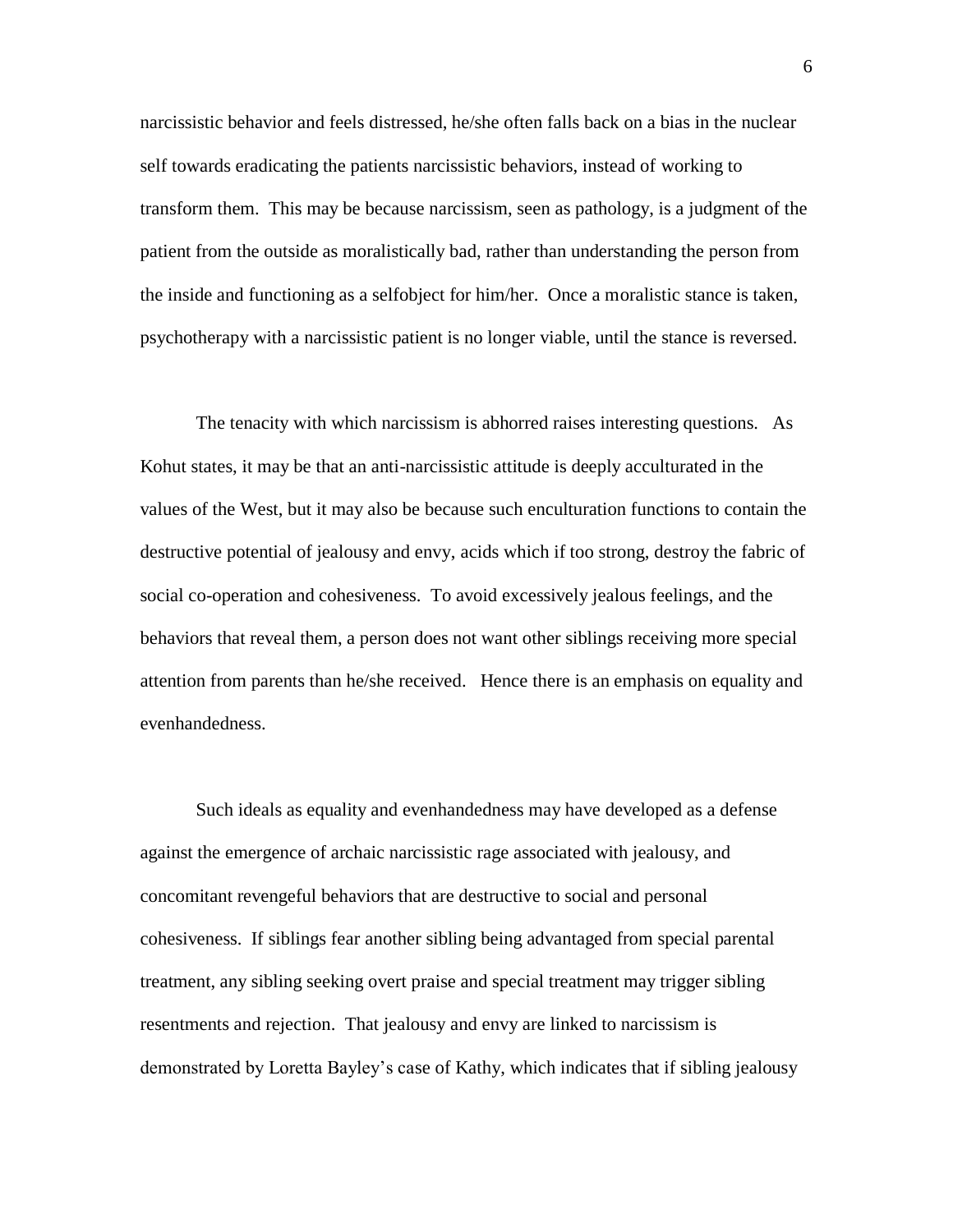narcissistic behavior and feels distressed, he/she often falls back on a bias in the nuclear self towards eradicating the patients narcissistic behaviors, instead of working to transform them. This may be because narcissism, seen as pathology, is a judgment of the patient from the outside as moralistically bad, rather than understanding the person from the inside and functioning as a selfobject for him/her. Once a moralistic stance is taken, psychotherapy with a narcissistic patient is no longer viable, until the stance is reversed.

The tenacity with which narcissism is abhorred raises interesting questions. As Kohut states, it may be that an anti-narcissistic attitude is deeply acculturated in the values of the West, but it may also be because such enculturation functions to contain the destructive potential of jealousy and envy, acids which if too strong, destroy the fabric of social co-operation and cohesiveness. To avoid excessively jealous feelings, and the behaviors that reveal them, a person does not want other siblings receiving more special attention from parents than he/she received. Hence there is an emphasis on equality and evenhandedness.

Such ideals as equality and evenhandedness may have developed as a defense against the emergence of archaic narcissistic rage associated with jealousy, and concomitant revengeful behaviors that are destructive to social and personal cohesiveness. If siblings fear another sibling being advantaged from special parental treatment, any sibling seeking overt praise and special treatment may trigger sibling resentments and rejection. That jealousy and envy are linked to narcissism is demonstrated by Loretta Bayley's case of Kathy, which indicates that if sibling jealousy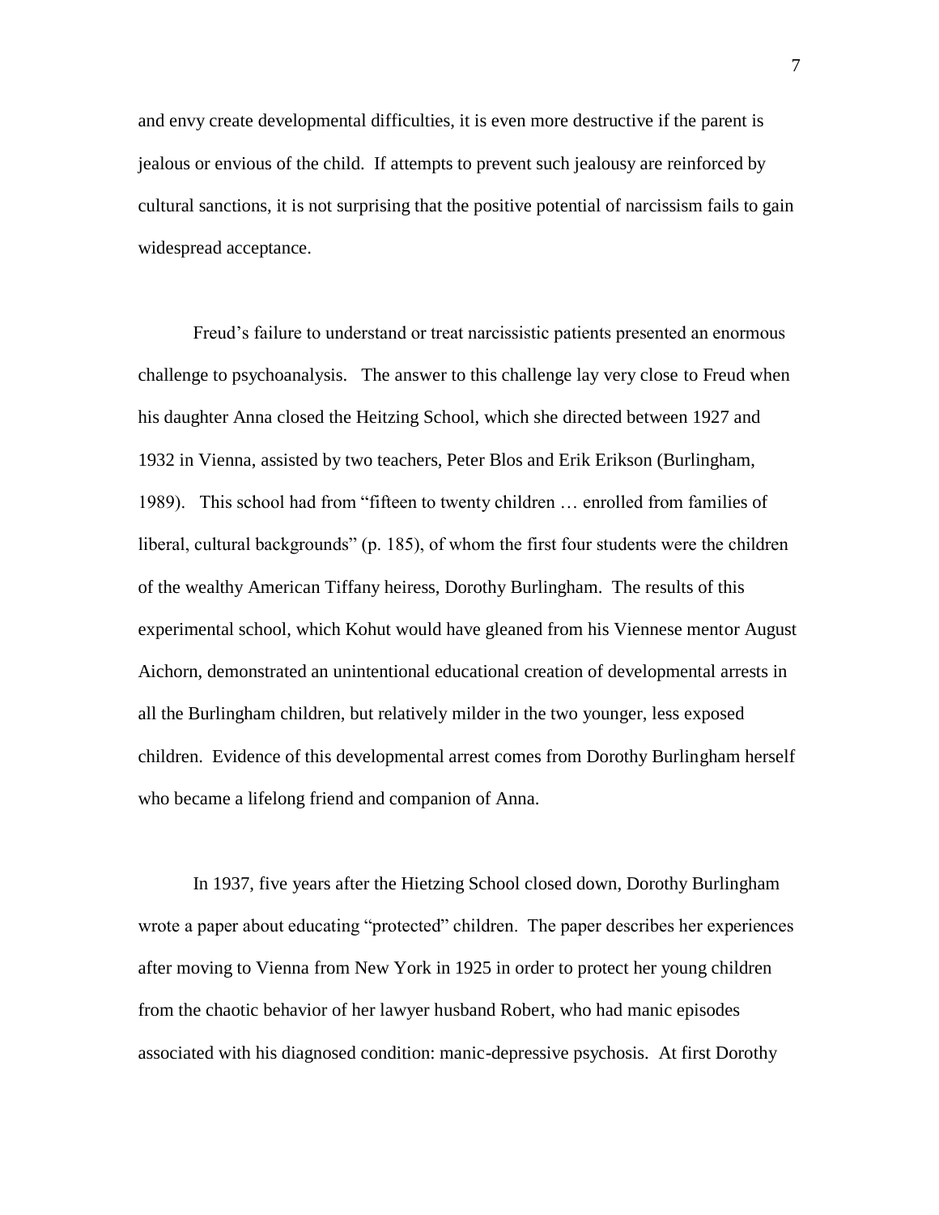and envy create developmental difficulties, it is even more destructive if the parent is jealous or envious of the child. If attempts to prevent such jealousy are reinforced by cultural sanctions, it is not surprising that the positive potential of narcissism fails to gain widespread acceptance.

Freud's failure to understand or treat narcissistic patients presented an enormous challenge to psychoanalysis. The answer to this challenge lay very close to Freud when his daughter Anna closed the Heitzing School, which she directed between 1927 and 1932 in Vienna, assisted by two teachers, Peter Blos and Erik Erikson (Burlingham, 1989). This school had from "fifteen to twenty children … enrolled from families of liberal, cultural backgrounds" (p. 185), of whom the first four students were the children of the wealthy American Tiffany heiress, Dorothy Burlingham. The results of this experimental school, which Kohut would have gleaned from his Viennese mentor August Aichorn, demonstrated an unintentional educational creation of developmental arrests in all the Burlingham children, but relatively milder in the two younger, less exposed children. Evidence of this developmental arrest comes from Dorothy Burlingham herself who became a lifelong friend and companion of Anna.

In 1937, five years after the Hietzing School closed down, Dorothy Burlingham wrote a paper about educating "protected" children. The paper describes her experiences after moving to Vienna from New York in 1925 in order to protect her young children from the chaotic behavior of her lawyer husband Robert, who had manic episodes associated with his diagnosed condition: manic-depressive psychosis. At first Dorothy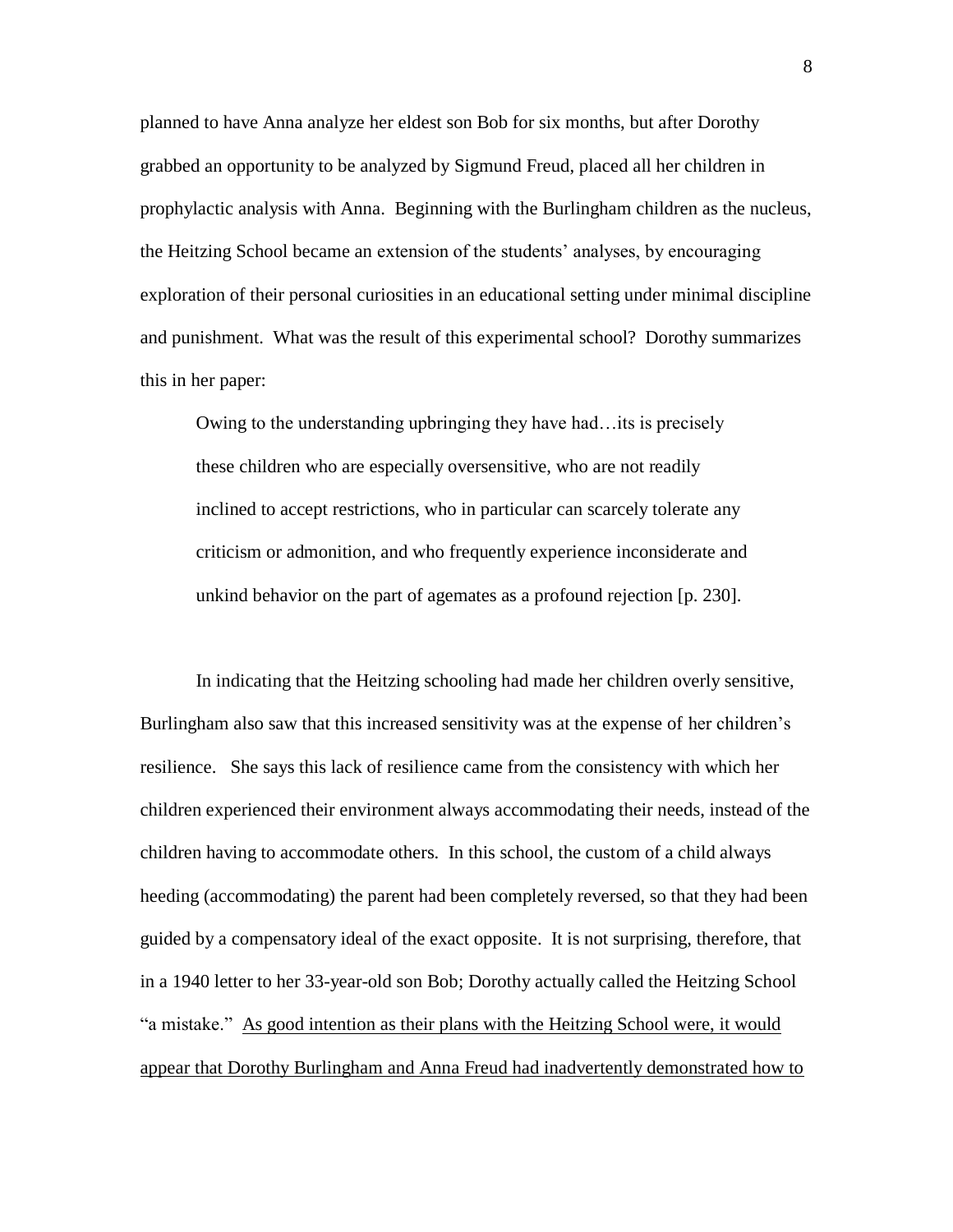planned to have Anna analyze her eldest son Bob for six months, but after Dorothy grabbed an opportunity to be analyzed by Sigmund Freud, placed all her children in prophylactic analysis with Anna. Beginning with the Burlingham children as the nucleus, the Heitzing School became an extension of the students' analyses, by encouraging exploration of their personal curiosities in an educational setting under minimal discipline and punishment. What was the result of this experimental school? Dorothy summarizes this in her paper:

> Owing to the understanding upbringing they have had…its is precisely these children who are especially oversensitive, who are not readily inclined to accept restrictions, who in particular can scarcely tolerate any criticism or admonition, and who frequently experience inconsiderate and unkind behavior on the part of agemates as a profound rejection [p. 230].

In indicating that the Heitzing schooling had made her children overly sensitive, Burlingham also saw that this increased sensitivity was at the expense of her children's resilience. She says this lack of resilience came from the consistency with which her children experienced their environment always accommodating their needs, instead of the children having to accommodate others. In this school, the custom of a child always heeding (accommodating) the parent had been completely reversed, so that they had been guided by a compensatory ideal of the exact opposite. It is not surprising, therefore, that in a 1940 letter to her 33-year-old son Bob; Dorothy actually called the Heitzing School "a mistake." <u>As good intention as their plans with the Heitzing School were, it would appear that Dorothy Burlingham and Anna Freud had inadvertently demonstrated how to</u>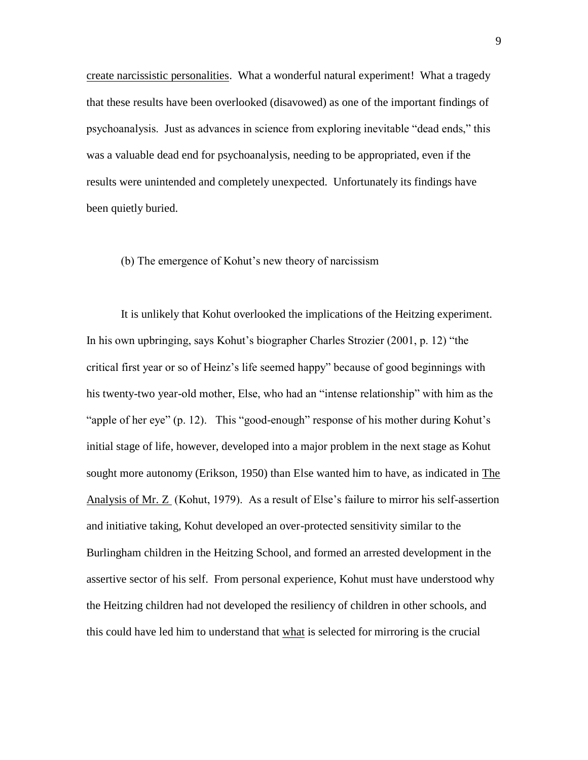<u>create narcissistic personalities</u>. What a wonderful natural experiment! What a tragedy that these results have been overlooked (disavowed) as one of the important findings of psychoanalysis. Just as advances in science from exploring inevitable "dead ends," this was a valuable dead end for psychoanalysis, needing to be appropriated, even if the results were unintended and completely unexpected. Unfortunately its findings have been quietly buried.

(b) The emergence of Kohut's new theory of narcissism

It is unlikely that Kohut overlooked the implications of the Heitzing experiment. In his own upbringing, says Kohut's biographer Charles Strozier (2001, p. 12) "the critical first year or so of Heinz's life seemed happy" because of good beginnings with his twenty-two year-old mother, Else, who had an "intense relationship" with him as the "apple of her eye" (p. 12). This "good-enough" response of his mother during Kohut's initial stage of life, however, developed into a major problem in the next stage as Kohut sought more autonomy (Erikson, 1950) than Else wanted him to have, as indicated in <u>The Analysis of Mr. Z</u> (Kohut, 1979). As a result of Else's failure to mirror his self-assertion and initiative taking, Kohut developed an over-protected sensitivity similar to the Burlingham children in the Heitzing School, and formed an arrested development in the assertive sector of his self. From personal experience, Kohut must have understood why the Heitzing children had not developed the resiliency of children in other schools, and this could have led him to understand that <u>what</u> is selected for mirroring is the crucial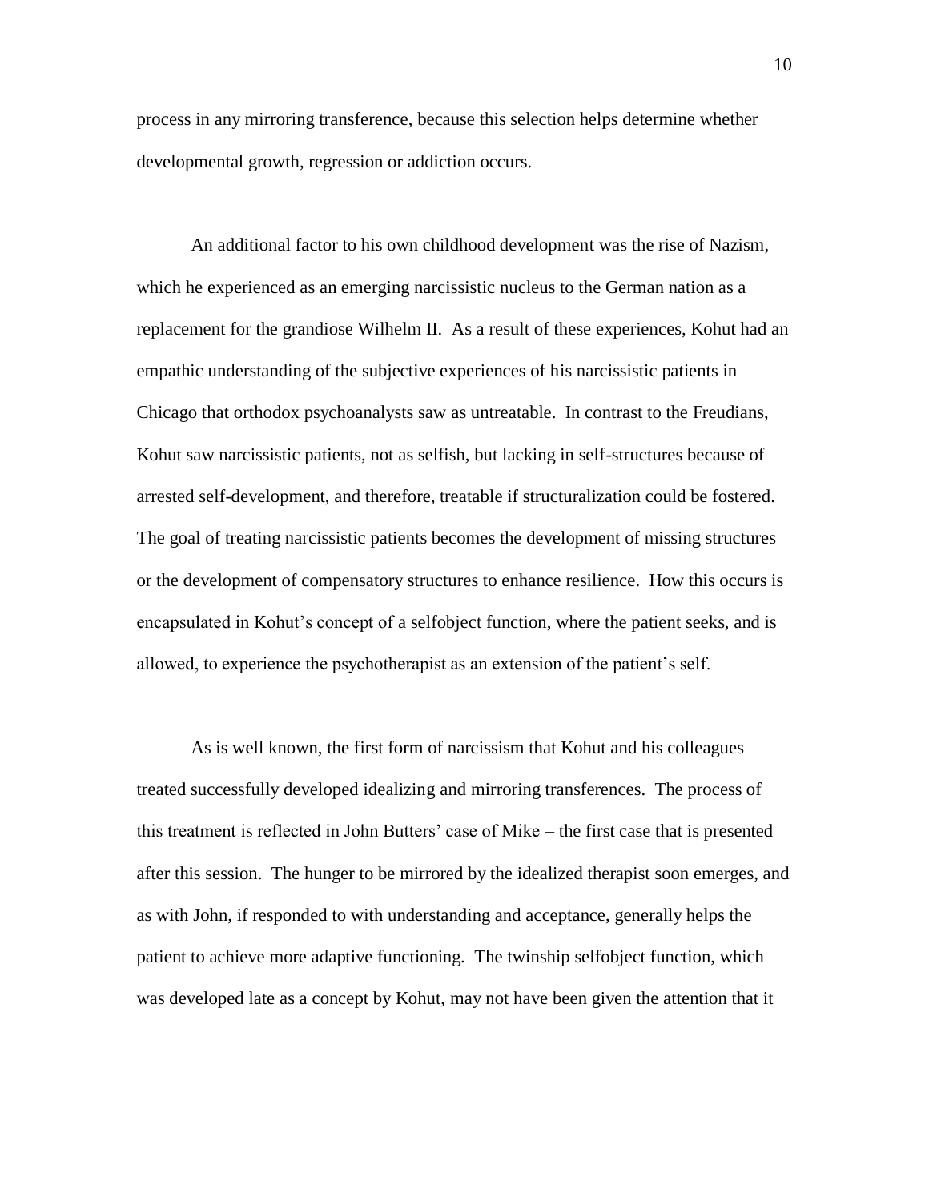process in any mirroring transference, because this selection helps determine whether developmental growth, regression or addiction occurs.

An additional factor to his own childhood development was the rise of Nazism, which he experienced as an emerging narcissistic nucleus to the German nation as a replacement for the grandiose Wilhelm II. As a result of these experiences, Kohut had an empathic understanding of the subjective experiences of his narcissistic patients in Chicago that orthodox psychoanalysts saw as untreatable. In contrast to the Freudians, Kohut saw narcissistic patients, not as selfish, but lacking in self-structures because of arrested self-development, and therefore, treatable if structuralization could be fostered. The goal of treating narcissistic patients becomes the development of missing structures or the development of compensatory structures to enhance resilience. How this occurs is encapsulated in Kohut's concept of a selfobject function, where the patient seeks, and is allowed, to experience the psychotherapist as an extension of the patient's self.

As is well known, the first form of narcissism that Kohut and his colleagues treated successfully developed idealizing and mirroring transferences. The process of this treatment is reflected in John Butters' case of Mike – the first case that is presented after this session. The hunger to be mirrored by the idealized therapist soon emerges, and as with John, if responded to with understanding and acceptance, generally helps the patient to achieve more adaptive functioning. The twinship selfobject function, which was developed late as a concept by Kohut, may not have been given the attention that it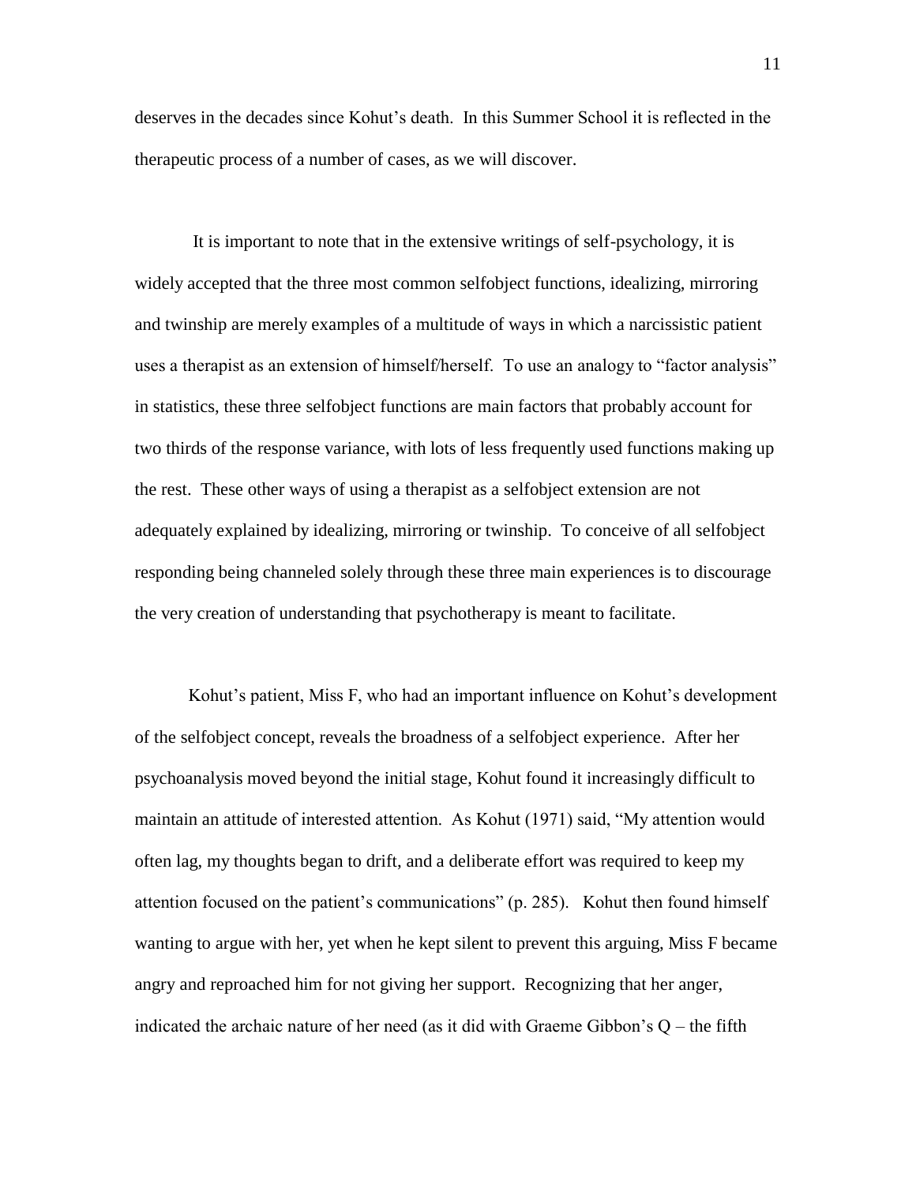deserves in the decades since Kohut's death. In this Summer School it is reflected in the therapeutic process of a number of cases, as we will discover.

It is important to note that in the extensive writings of self-psychology, it is widely accepted that the three most common selfobject functions, idealizing, mirroring and twinship are merely examples of a multitude of ways in which a narcissistic patient uses a therapist as an extension of himself/herself. To use an analogy to "factor analysis" in statistics, these three selfobject functions are main factors that probably account for two thirds of the response variance, with lots of less frequently used functions making up the rest. These other ways of using a therapist as a selfobject extension are not adequately explained by idealizing, mirroring or twinship. To conceive of all selfobject responding being channeled solely through these three main experiences is to discourage the very creation of understanding that psychotherapy is meant to facilitate.

Kohut's patient, Miss F, who had an important influence on Kohut's development of the selfobject concept, reveals the broadness of a selfobject experience. After her psychoanalysis moved beyond the initial stage, Kohut found it increasingly difficult to maintain an attitude of interested attention. As Kohut (1971) said, "My attention would often lag, my thoughts began to drift, and a deliberate effort was required to keep my attention focused on the patient's communications" (p. 285). Kohut then found himself wanting to argue with her, yet when he kept silent to prevent this arguing, Miss F became angry and reproached him for not giving her support. Recognizing that her anger, indicated the archaic nature of her need (as it did with Graeme Gibbon's Q – the fifth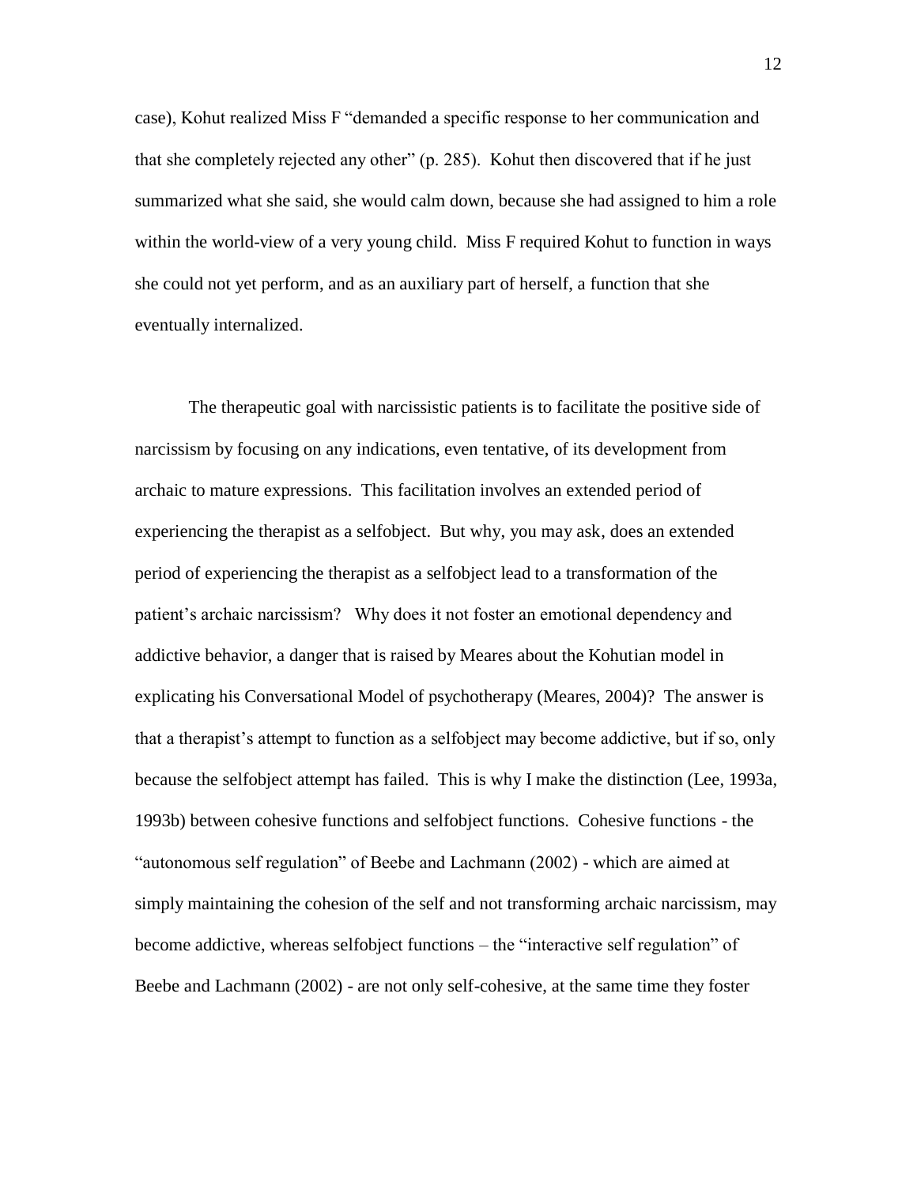case), Kohut realized Miss F "demanded a specific response to her communication and that she completely rejected any other" (p. 285). Kohut then discovered that if he just summarized what she said, she would calm down, because she had assigned to him a role within the world-view of a very young child. Miss F required Kohut to function in ways she could not yet perform, and as an auxiliary part of herself, a function that she eventually internalized.

The therapeutic goal with narcissistic patients is to facilitate the positive side of narcissism by focusing on any indications, even tentative, of its development from archaic to mature expressions. This facilitation involves an extended period of experiencing the therapist as a selfobject. But why, you may ask, does an extended period of experiencing the therapist as a selfobject lead to a transformation of the patient's archaic narcissism? Why does it not foster an emotional dependency and addictive behavior, a danger that is raised by Meares about the Kohutian model in explicating his Conversational Model of psychotherapy (Meares, 2004)? The answer is that a therapist's attempt to function as a selfobject may become addictive, but if so, only because the selfobject attempt has failed. This is why I make the distinction (Lee, 1993a, 1993b) between cohesive functions and selfobject functions. Cohesive functions - the "autonomous self regulation" of Beebe and Lachmann (2002) - which are aimed at simply maintaining the cohesion of the self and not transforming archaic narcissism, may become addictive, whereas selfobject functions – the "interactive self regulation" of Beebe and Lachmann (2002) - are not only self-cohesive, at the same time they foster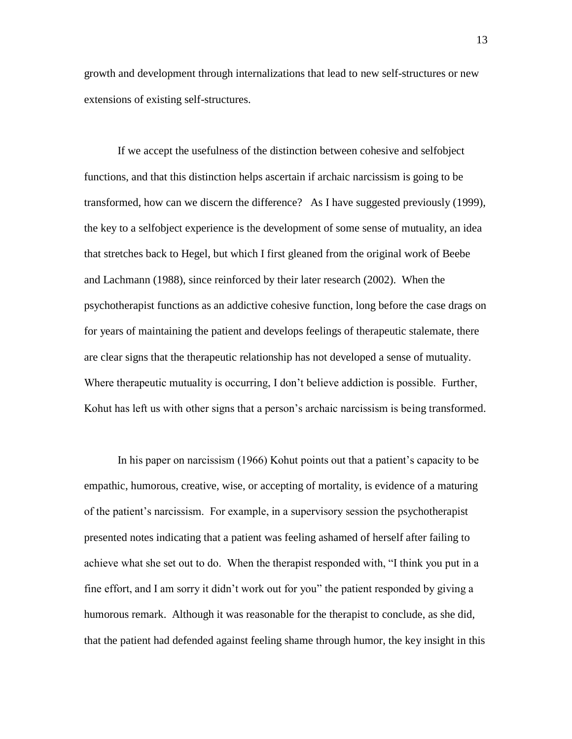growth and development through internalizations that lead to new self-structures or new extensions of existing self-structures.

If we accept the usefulness of the distinction between cohesive and selfobject functions, and that this distinction helps ascertain if archaic narcissism is going to be transformed, how can we discern the difference? As I have suggested previously (1999), the key to a selfobject experience is the development of some sense of mutuality, an idea that stretches back to Hegel, but which I first gleaned from the original work of Beebe and Lachmann (1988), since reinforced by their later research (2002). When the psychotherapist functions as an addictive cohesive function, long before the case drags on for years of maintaining the patient and develops feelings of therapeutic stalemate, there are clear signs that the therapeutic relationship has not developed a sense of mutuality. Where therapeutic mutuality is occurring, I don't believe addiction is possible. Further, Kohut has left us with other signs that a person's archaic narcissism is being transformed.

In his paper on narcissism (1966) Kohut points out that a patient's capacity to be empathic, humorous, creative, wise, or accepting of mortality, is evidence of a maturing of the patient's narcissism. For example, in a supervisory session the psychotherapist presented notes indicating that a patient was feeling ashamed of herself after failing to achieve what she set out to do. When the therapist responded with, "I think you put in a fine effort, and I am sorry it didn't work out for you" the patient responded by giving a humorous remark. Although it was reasonable for the therapist to conclude, as she did, that the patient had defended against feeling shame through humor, the key insight in this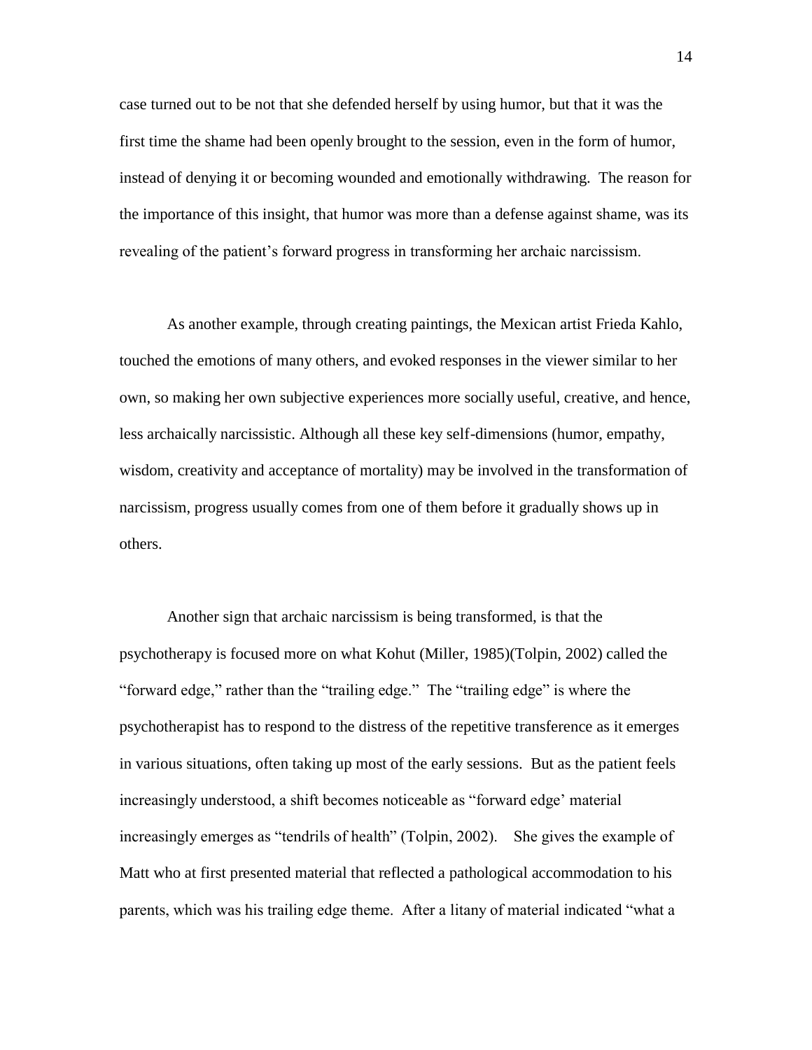case turned out to be not that she defended herself by using humor, but that it was the first time the shame had been openly brought to the session, even in the form of humor, instead of denying it or becoming wounded and emotionally withdrawing. The reason for the importance of this insight, that humor was more than a defense against shame, was its revealing of the patient's forward progress in transforming her archaic narcissism.

As another example, through creating paintings, the Mexican artist Frieda Kahlo, touched the emotions of many others, and evoked responses in the viewer similar to her own, so making her own subjective experiences more socially useful, creative, and hence, less archaically narcissistic. Although all these key self-dimensions (humor, empathy, wisdom, creativity and acceptance of mortality) may be involved in the transformation of narcissism, progress usually comes from one of them before it gradually shows up in others.

Another sign that archaic narcissism is being transformed, is that the psychotherapy is focused more on what Kohut (Miller, 1985)(Tolpin, 2002) called the "forward edge," rather than the "trailing edge." The "trailing edge" is where the psychotherapist has to respond to the distress of the repetitive transference as it emerges in various situations, often taking up most of the early sessions. But as the patient feels increasingly understood, a shift becomes noticeable as "forward edge' material increasingly emerges as "tendrils of health" (Tolpin, 2002). She gives the example of Matt who at first presented material that reflected a pathological accommodation to his parents, which was his trailing edge theme. After a litany of material indicated "what a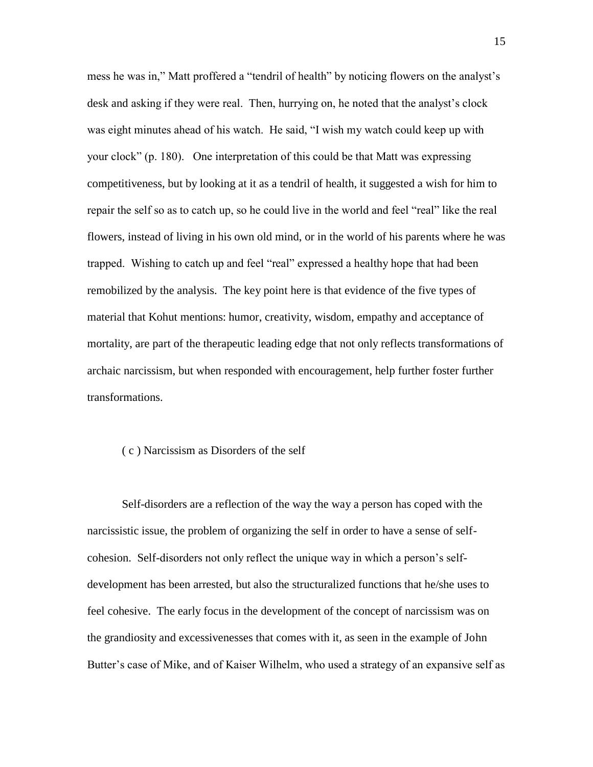mess he was in," Matt proffered a "tendril of health" by noticing flowers on the analyst's desk and asking if they were real. Then, hurrying on, he noted that the analyst's clock was eight minutes ahead of his watch. He said, "I wish my watch could keep up with your clock" (p. 180). One interpretation of this could be that Matt was expressing competitiveness, but by looking at it as a tendril of health, it suggested a wish for him to repair the self so as to catch up, so he could live in the world and feel "real" like the real flowers, instead of living in his own old mind, or in the world of his parents where he was trapped. Wishing to catch up and feel "real" expressed a healthy hope that had been remobilized by the analysis. The key point here is that evidence of the five types of material that Kohut mentions: humor, creativity, wisdom, empathy and acceptance of mortality, are part of the therapeutic leading edge that not only reflects transformations of archaic narcissism, but when responded with encouragement, help further foster further transformations.

### ( c ) Narcissism as Disorders of the self

Self-disorders are a reflection of the way the way a person has coped with the narcissistic issue, the problem of organizing the self in order to have a sense of self-cohesion. Self-disorders not only reflect the unique way in which a person's self-development has been arrested, but also the structuralized functions that he/she uses to feel cohesive. The early focus in the development of the concept of narcissism was on the grandiosity and excessivenesses that comes with it, as seen in the example of John Butter's case of Mike, and of Kaiser Wilhelm, who used a strategy of an expansive self as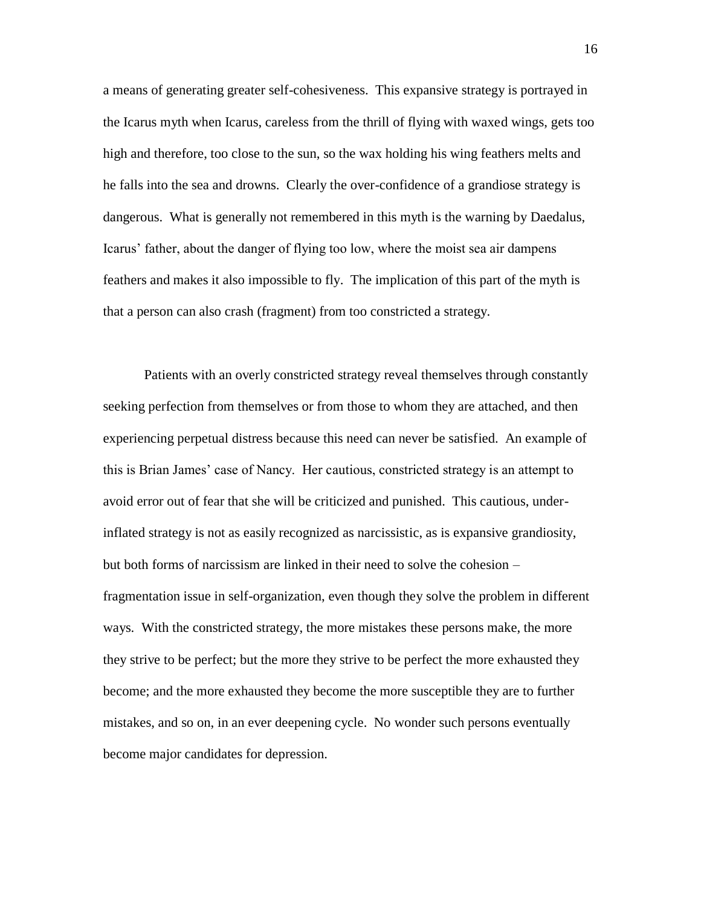a means of generating greater self-cohesiveness. This expansive strategy is portrayed in the Icarus myth when Icarus, careless from the thrill of flying with waxed wings, gets too high and therefore, too close to the sun, so the wax holding his wing feathers melts and he falls into the sea and drowns. Clearly the over-confidence of a grandiose strategy is dangerous. What is generally not remembered in this myth is the warning by Daedalus, Icarus' father, about the danger of flying too low, where the moist sea air dampens feathers and makes it also impossible to fly. The implication of this part of the myth is that a person can also crash (fragment) from too constricted a strategy.

Patients with an overly constricted strategy reveal themselves through constantly seeking perfection from themselves or from those to whom they are attached, and then experiencing perpetual distress because this need can never be satisfied. An example of this is Brian James' case of Nancy. Her cautious, constricted strategy is an attempt to avoid error out of fear that she will be criticized and punished. This cautious, under-inflated strategy is not as easily recognized as narcissistic, as is expansive grandiosity, but both forms of narcissism are linked in their need to solve the cohesion – fragmentation issue in self-organization, even though they solve the problem in different ways. With the constricted strategy, the more mistakes these persons make, the more they strive to be perfect; but the more they strive to be perfect the more exhausted they become; and the more exhausted they become the more susceptible they are to further mistakes, and so on, in an ever deepening cycle. No wonder such persons eventually become major candidates for depression.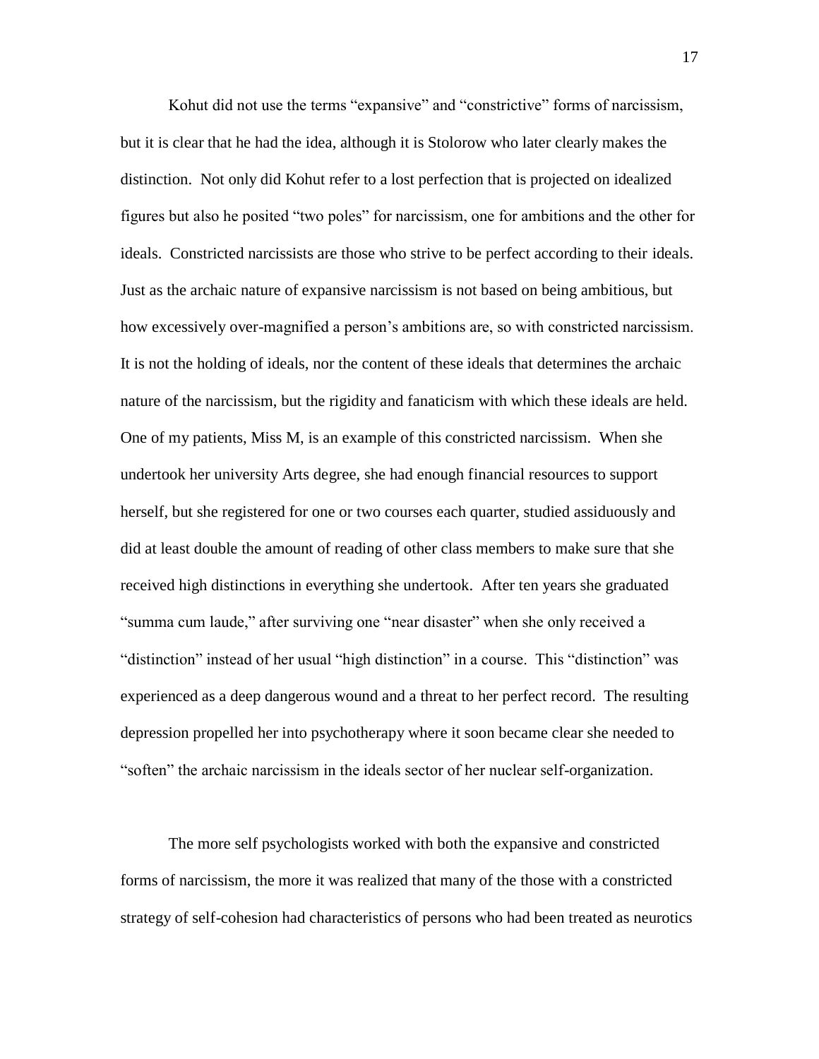Kohut did not use the terms "expansive" and "constrictive" forms of narcissism, but it is clear that he had the idea, although it is Stolorow who later clearly makes the distinction. Not only did Kohut refer to a lost perfection that is projected on idealized figures but also he posited "two poles" for narcissism, one for ambitions and the other for ideals. Constricted narcissists are those who strive to be perfect according to their ideals. Just as the archaic nature of expansive narcissism is not based on being ambitious, but how excessively over-magnified a person's ambitions are, so with constricted narcissism. It is not the holding of ideals, nor the content of these ideals that determines the archaic nature of the narcissism, but the rigidity and fanaticism with which these ideals are held. One of my patients, Miss M, is an example of this constricted narcissism. When she undertook her university Arts degree, she had enough financial resources to support herself, but she registered for one or two courses each quarter, studied assiduously and did at least double the amount of reading of other class members to make sure that she received high distinctions in everything she undertook. After ten years she graduated "summa cum laude," after surviving one "near disaster" when she only received a "distinction" instead of her usual "high distinction" in a course. This "distinction" was experienced as a deep dangerous wound and a threat to her perfect record. The resulting depression propelled her into psychotherapy where it soon became clear she needed to "soften" the archaic narcissism in the ideals sector of her nuclear self-organization.

The more self psychologists worked with both the expansive and constricted forms of narcissism, the more it was realized that many of the those with a constricted strategy of self-cohesion had characteristics of persons who had been treated as neurotics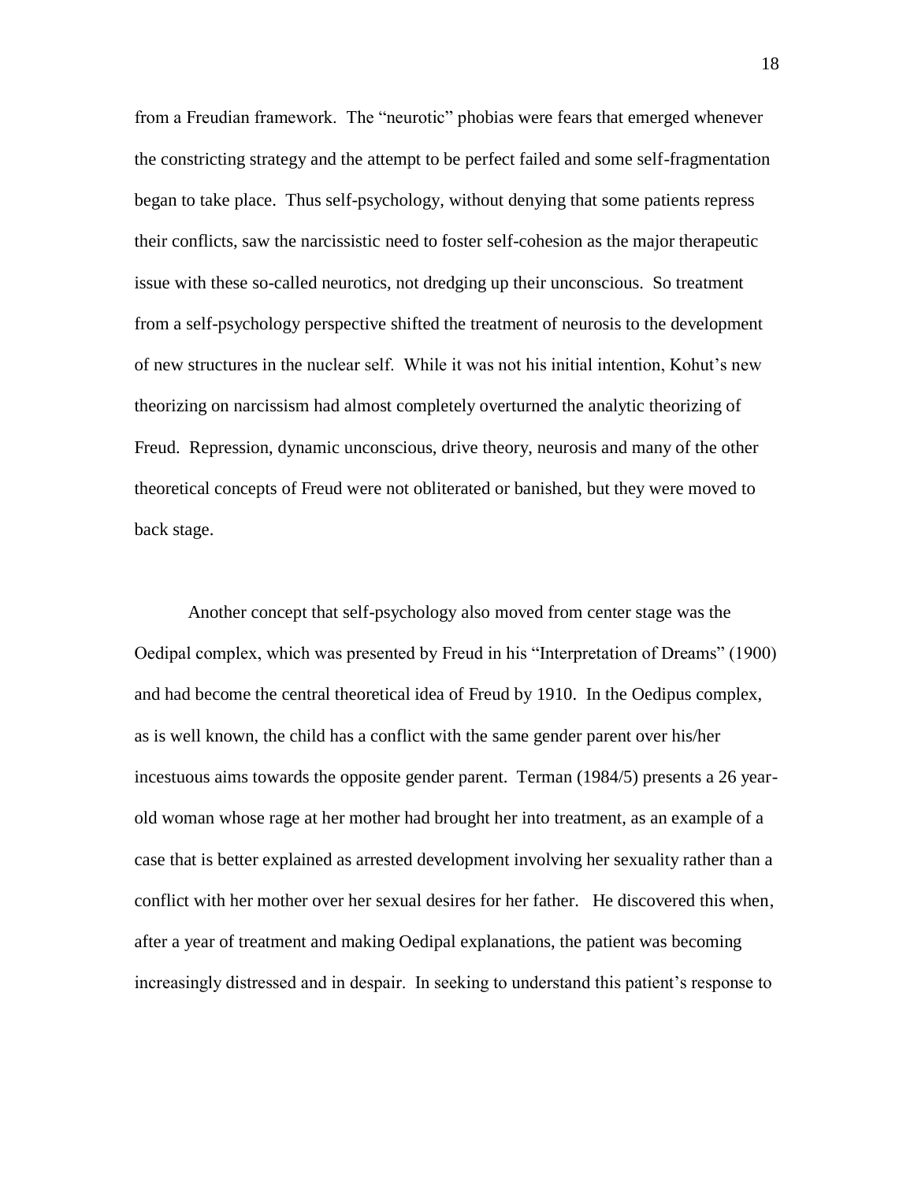from a Freudian framework. The "neurotic" phobias were fears that emerged whenever the constricting strategy and the attempt to be perfect failed and some self-fragmentation began to take place. Thus self-psychology, without denying that some patients repress their conflicts, saw the narcissistic need to foster self-cohesion as the major therapeutic issue with these so-called neurotics, not dredging up their unconscious. So treatment from a self-psychology perspective shifted the treatment of neurosis to the development of new structures in the nuclear self. While it was not his initial intention, Kohut's new theorizing on narcissism had almost completely overturned the analytic theorizing of Freud. Repression, dynamic unconscious, drive theory, neurosis and many of the other theoretical concepts of Freud were not obliterated or banished, but they were moved to back stage.

Another concept that self-psychology also moved from center stage was the Oedipal complex, which was presented by Freud in his "Interpretation of Dreams" (1900) and had become the central theoretical idea of Freud by 1910. In the Oedipus complex, as is well known, the child has a conflict with the same gender parent over his/her incestuous aims towards the opposite gender parent. Terman (1984/5) presents a 26 year-old woman whose rage at her mother had brought her into treatment, as an example of a case that is better explained as arrested development involving her sexuality rather than a conflict with her mother over her sexual desires for her father. He discovered this when, after a year of treatment and making Oedipal explanations, the patient was becoming increasingly distressed and in despair. In seeking to understand this patient's response to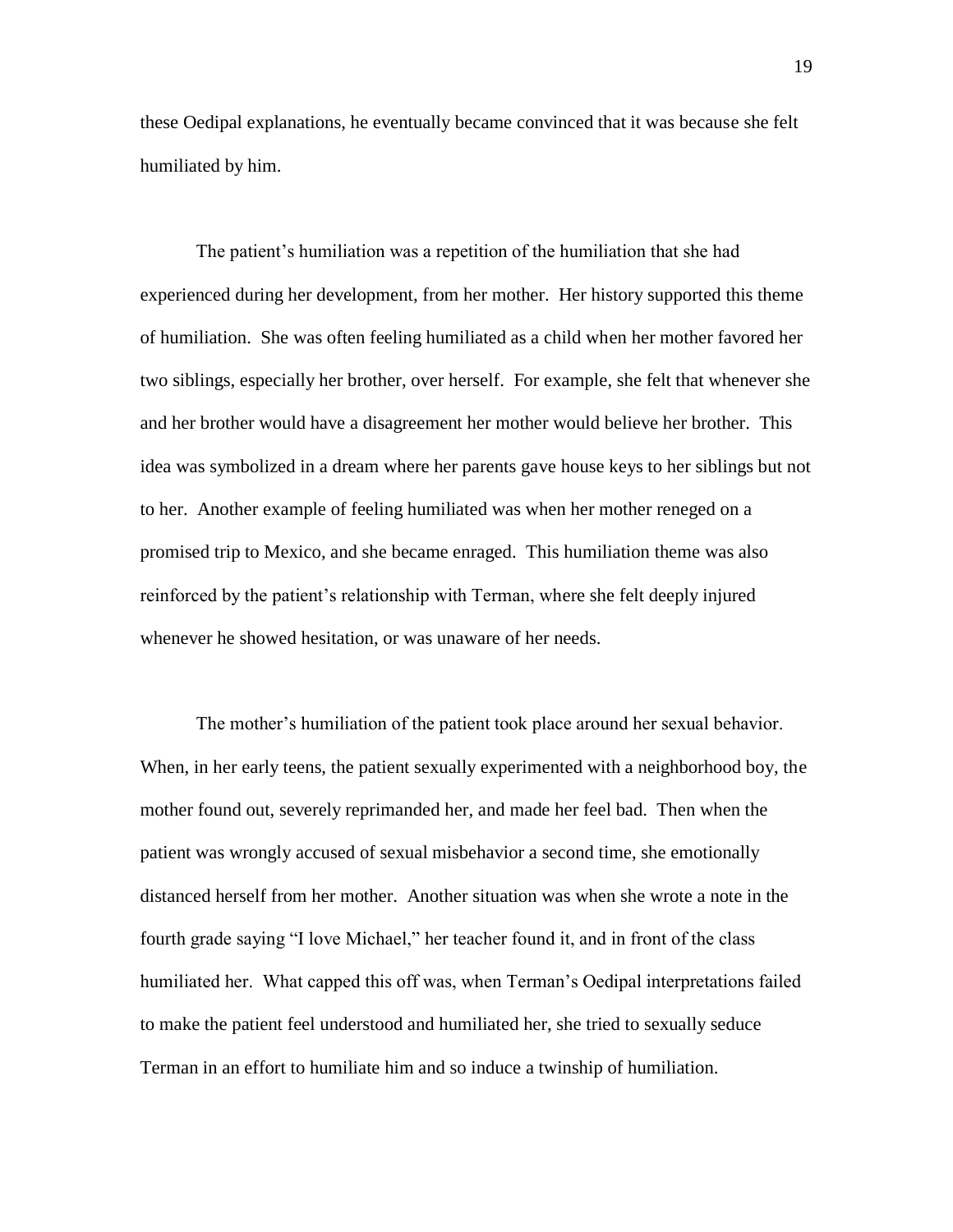these Oedipal explanations, he eventually became convinced that it was because she felt humiliated by him.

The patient's humiliation was a repetition of the humiliation that she had experienced during her development, from her mother. Her history supported this theme of humiliation. She was often feeling humiliated as a child when her mother favored her two siblings, especially her brother, over herself. For example, she felt that whenever she and her brother would have a disagreement her mother would believe her brother. This idea was symbolized in a dream where her parents gave house keys to her siblings but not to her. Another example of feeling humiliated was when her mother reneged on a promised trip to Mexico, and she became enraged. This humiliation theme was also reinforced by the patient's relationship with Terman, where she felt deeply injured whenever he showed hesitation, or was unaware of her needs.

The mother's humiliation of the patient took place around her sexual behavior. When, in her early teens, the patient sexually experimented with a neighborhood boy, the mother found out, severely reprimanded her, and made her feel bad. Then when the patient was wrongly accused of sexual misbehavior a second time, she emotionally distanced herself from her mother. Another situation was when she wrote a note in the fourth grade saying "I love Michael," her teacher found it, and in front of the class humiliated her. What capped this off was, when Terman's Oedipal interpretations failed to make the patient feel understood and humiliated her, she tried to sexually seduce Terman in an effort to humiliate him and so induce a twinship of humiliation.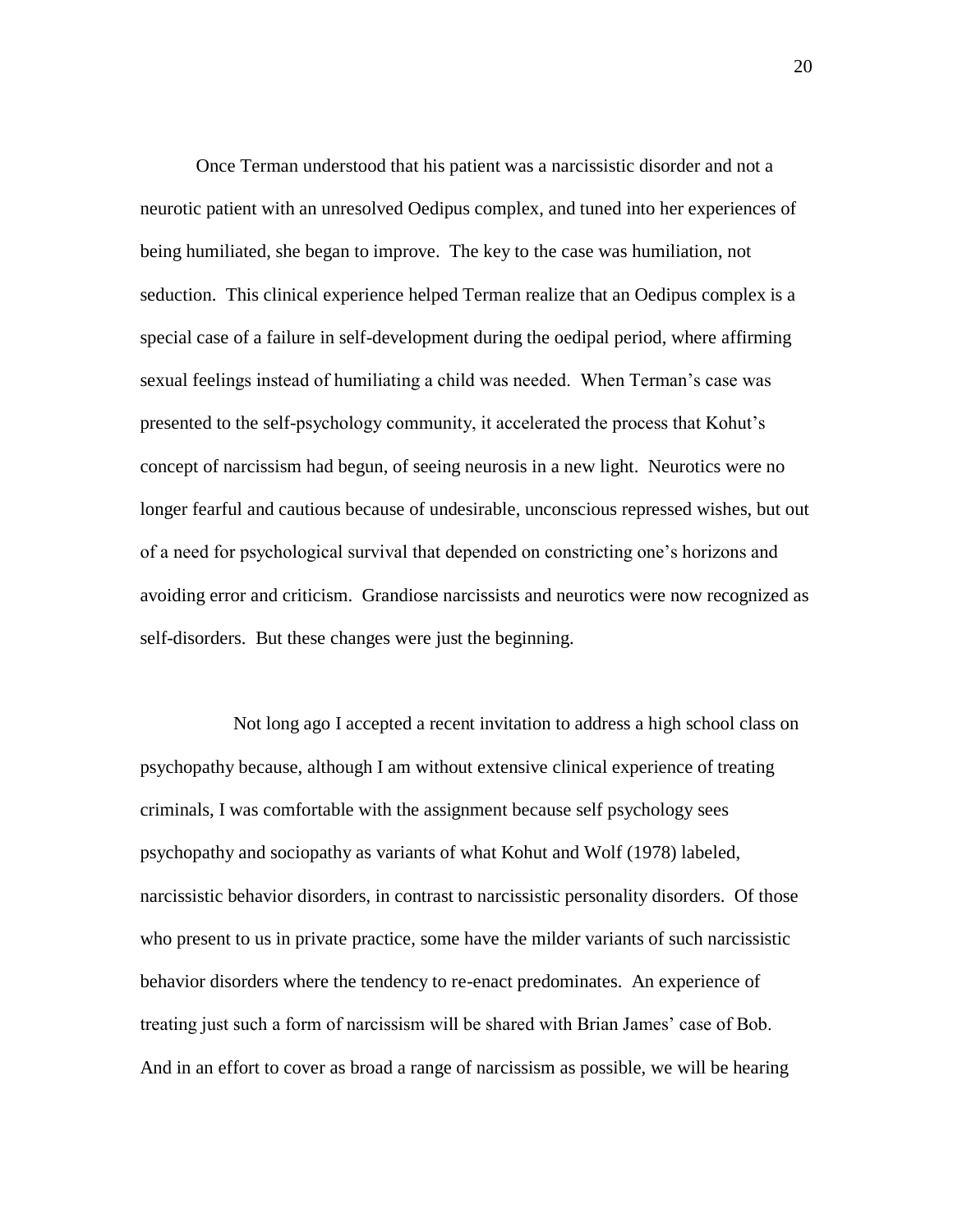Once Terman understood that his patient was a narcissistic disorder and not a neurotic patient with an unresolved Oedipus complex, and tuned into her experiences of being humiliated, she began to improve. The key to the case was humiliation, not seduction. This clinical experience helped Terman realize that an Oedipus complex is a special case of a failure in self-development during the oedipal period, where affirming sexual feelings instead of humiliating a child was needed. When Terman's case was presented to the self-psychology community, it accelerated the process that Kohut's concept of narcissism had begun, of seeing neurosis in a new light. Neurotics were no longer fearful and cautious because of undesirable, unconscious repressed wishes, but out of a need for psychological survival that depended on constricting one's horizons and avoiding error and criticism. Grandiose narcissists and neurotics were now recognized as self-disorders. But these changes were just the beginning.

Not long ago I accepted a recent invitation to address a high school class on psychopathy because, although I am without extensive clinical experience of treating criminals, I was comfortable with the assignment because self psychology sees psychopathy and sociopathy as variants of what Kohut and Wolf (1978) labeled, narcissistic behavior disorders, in contrast to narcissistic personality disorders. Of those who present to us in private practice, some have the milder variants of such narcissistic behavior disorders where the tendency to re-enact predominates. An experience of treating just such a form of narcissism will be shared with Brian James' case of Bob. And in an effort to cover as broad a range of narcissism as possible, we will be hearing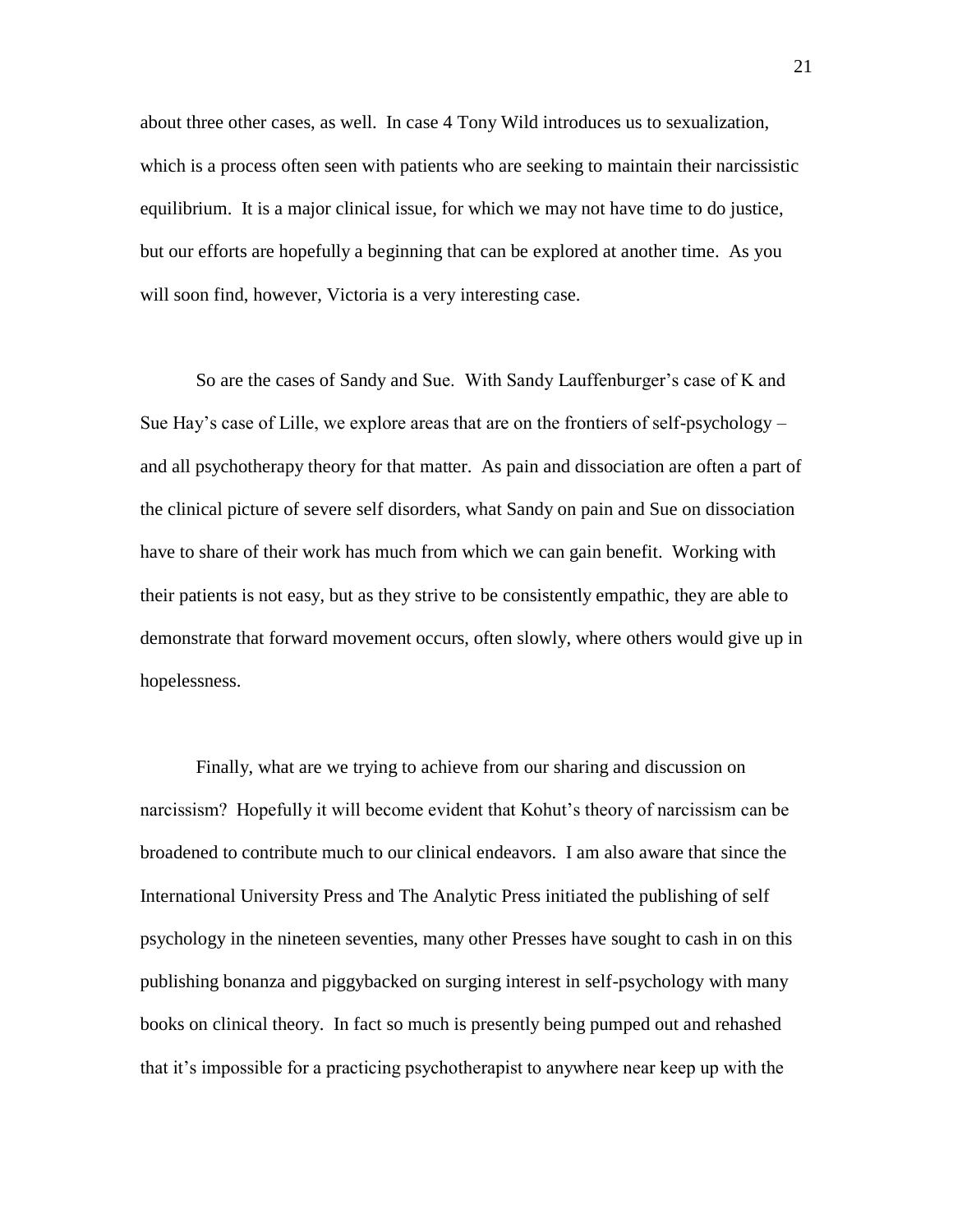about three other cases, as well. In case 4 Tony Wild introduces us to sexualization, which is a process often seen with patients who are seeking to maintain their narcissistic equilibrium. It is a major clinical issue, for which we may not have time to do justice, but our efforts are hopefully a beginning that can be explored at another time. As you will soon find, however, Victoria is a very interesting case.

So are the cases of Sandy and Sue. With Sandy Lauffenburger's case of K and Sue Hay's case of Lille, we explore areas that are on the frontiers of self-psychology – and all psychotherapy theory for that matter. As pain and dissociation are often a part of the clinical picture of severe self disorders, what Sandy on pain and Sue on dissociation have to share of their work has much from which we can gain benefit. Working with their patients is not easy, but as they strive to be consistently empathic, they are able to demonstrate that forward movement occurs, often slowly, where others would give up in hopelessness.

Finally, what are we trying to achieve from our sharing and discussion on narcissism? Hopefully it will become evident that Kohut's theory of narcissism can be broadened to contribute much to our clinical endeavors. I am also aware that since the International University Press and The Analytic Press initiated the publishing of self psychology in the nineteen seventies, many other Presses have sought to cash in on this publishing bonanza and piggybacked on surging interest in self-psychology with many books on clinical theory. In fact so much is presently being pumped out and rehashed that it's impossible for a practicing psychotherapist to anywhere near keep up with the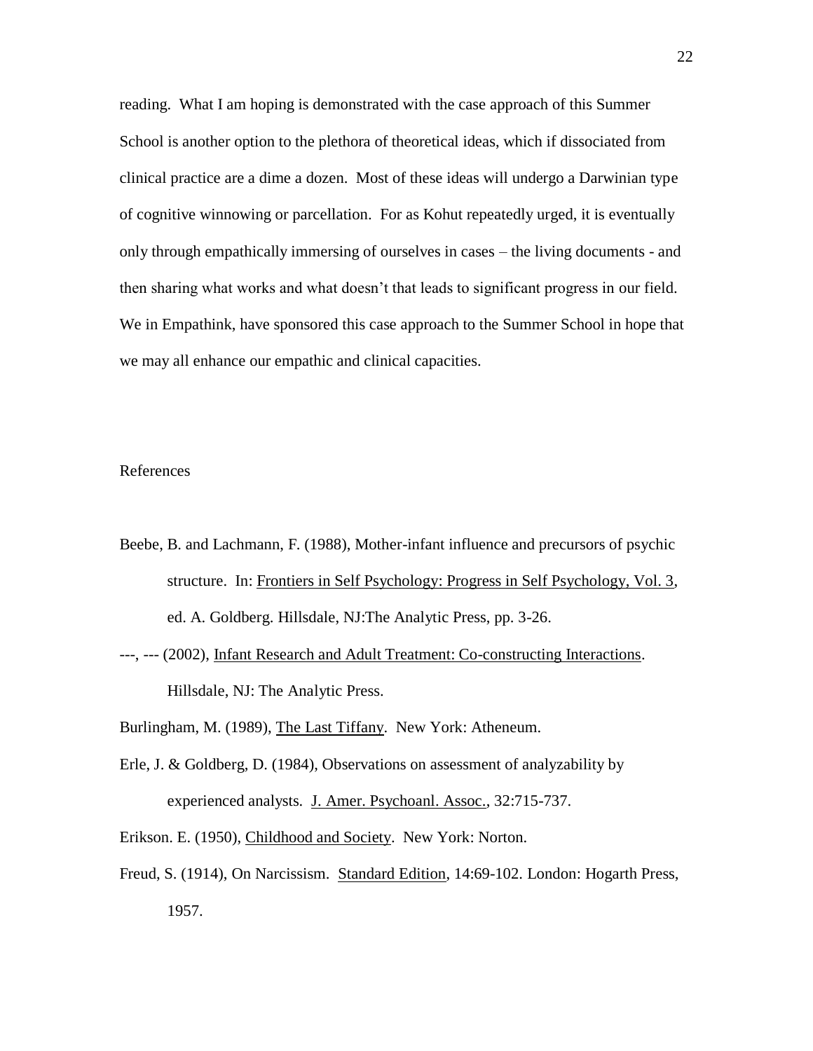reading. What I am hoping is demonstrated with the case approach of this Summer School is another option to the plethora of theoretical ideas, which if dissociated from clinical practice are a dime a dozen. Most of these ideas will undergo a Darwinian type of cognitive winnowing or parcellation. For as Kohut repeatedly urged, it is eventually only through empathically immersing of ourselves in cases – the living documents - and then sharing what works and what doesn't that leads to significant progress in our field. We in Empathink, have sponsored this case approach to the Summer School in hope that we may all enhance our empathic and clinical capacities.

References

Beebe, B. and Lachmann, F. (1988), Mother-infant influence and precursors of psychic structure. In: Frontiers in Self Psychology: Progress in Self Psychology, Vol. 3, ed. A. Goldberg. Hillsdale, NJ:The Analytic Press, pp. 3-26.

---, --- (2002), Infant Research and Adult Treatment: Co-constructing Interactions. Hillsdale, NJ: The Analytic Press.

Burlingham, M. (1989), The Last Tiffany. New York: Atheneum.

Erle, J. & Goldberg, D. (1984), Observations on assessment of analyzability by experienced analysts. J. Amer. Psychoanl. Assoc., 32:715-737.

Erikson. E. (1950), Childhood and Society. New York: Norton.

Freud, S. (1914), On Narcissism. Standard Edition, 14:69-102. London: Hogarth Press, 1957.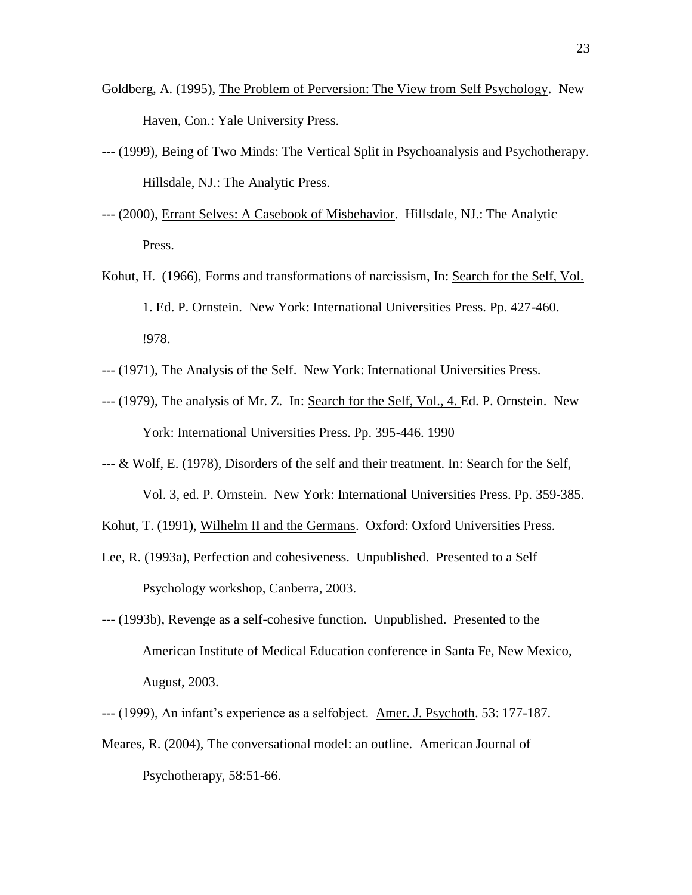Goldberg, A. (1995), The Problem of Perversion: The View from Self Psychology. New Haven, Con.: Yale University Press.

--- (1999), Being of Two Minds: The Vertical Split in Psychoanalysis and Psychotherapy. Hillsdale, NJ.: The Analytic Press.

--- (2000), Errant Selves: A Casebook of Misbehavior. Hillsdale, NJ.: The Analytic Press.

Kohut, H. (1966), Forms and transformations of narcissism, In: Search for the Self, Vol. 1. Ed. P. Ornstein. New York: International Universities Press. Pp. 427-460. !978.

--- (1971), The Analysis of the Self. New York: International Universities Press.

--- (1979), The analysis of Mr. Z. In: Search for the Self, Vol., 4. Ed. P. Ornstein. New York: International Universities Press. Pp. 395-446. 1990

--- & Wolf, E. (1978), Disorders of the self and their treatment. In: Search for the Self, Vol. 3, ed. P. Ornstein. New York: International Universities Press. Pp. 359-385.

Kohut, T. (1991), Wilhelm II and the Germans. Oxford: Oxford Universities Press.

Lee, R. (1993a), Perfection and cohesiveness. Unpublished. Presented to a Self Psychology workshop, Canberra, 2003.

--- (1993b), Revenge as a self-cohesive function. Unpublished. Presented to the American Institute of Medical Education conference in Santa Fe, New Mexico, August, 2003.

--- (1999), An infant's experience as a selfobject. Amer. J. Psychoth. 53: 177-187.

Meares, R. (2004), The conversational model: an outline. American Journal of Psychotherapy, 58:51-66.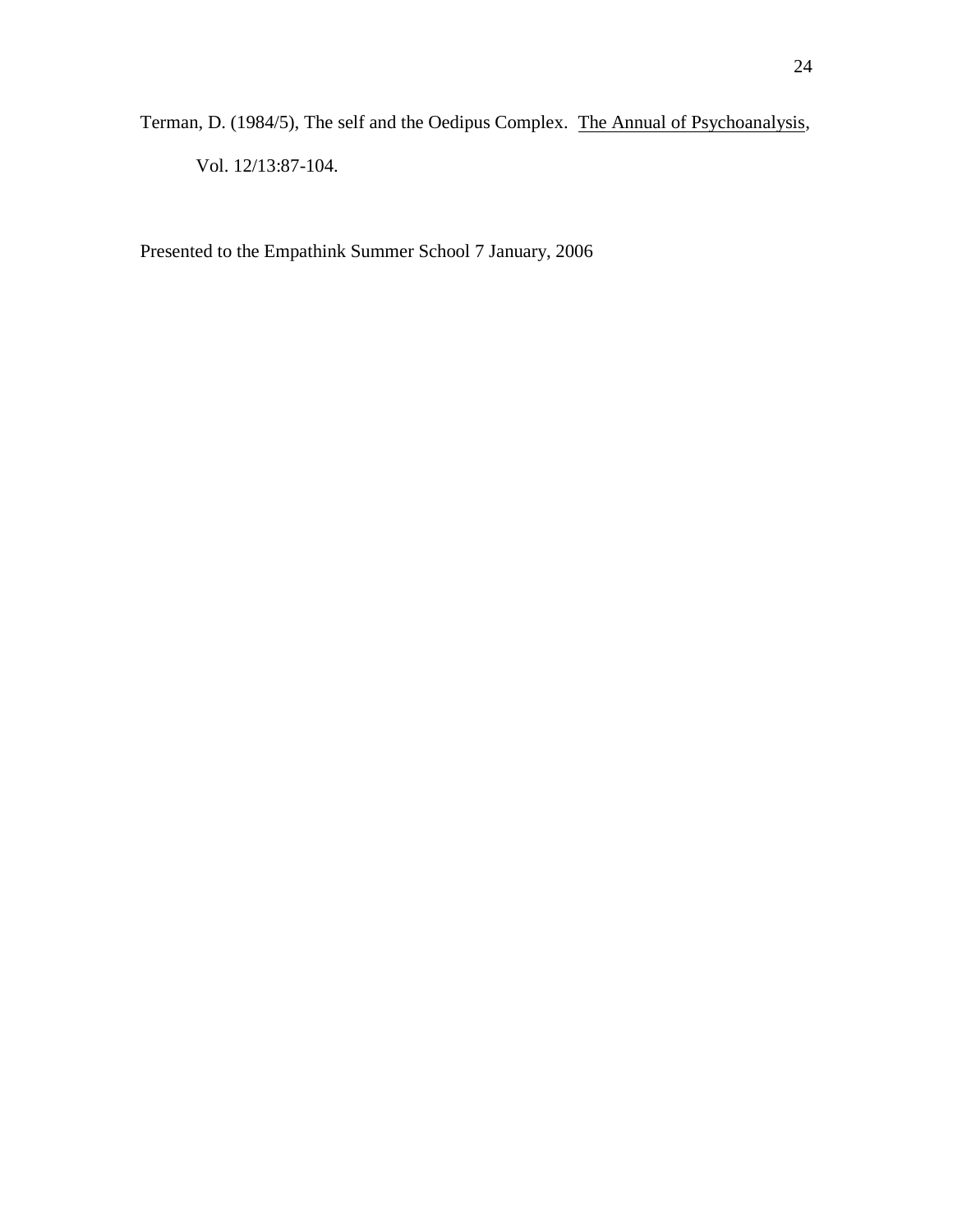Terman, D. (1984/5), The self and the Oedipus Complex. The Annual of Psychoanalysis, Vol. 12/13:87-104.

Presented to the Empathink Summer School 7 January, 2006